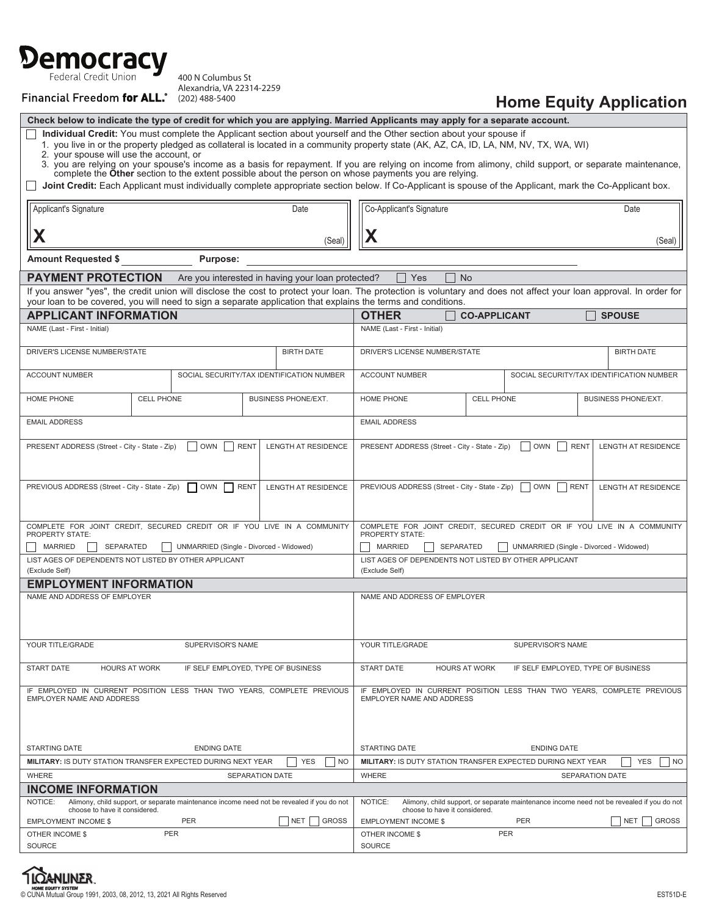**Democracy**
Federal Credit Union
Financial Freedom **for ALL.**®

400 N Columbus St
Alexandria, VA 22314-2259
(202) 488-5400

# Home Equity Application

**Check below to indicate the type of credit for which you are applying. Married Applicants may apply for a separate account.**

☐ **Individual Credit:** You must complete the Applicant section about yourself and the Other section about your spouse if

1. you live in or the property pledged as collateral is located in a community property state (AK, AZ, CA, ID, LA, NM, NV, TX, WA, WI)
2. your spouse will use the account, or
3. you are relying on your spouse's income as a basis for repayment. If you are relying on income from alimony, child support, or separate maintenance, complete the **Other** section to the extent possible about the person on whose payments you are relying.

☐ **Joint Credit:** Each Applicant must individually complete appropriate section below. If Co-Applicant is spouse of the Applicant, mark the Co-Applicant box.

| Applicant's Signature | Date | Co-Applicant's Signature | Date |
|---|---|---|---|
| **X** | (Seal) | **X** | (Seal) |

**Amount Requested $** ____________ **Purpose:** ____________________________

## PAYMENT PROTECTION

Are you interested in having your loan protected? ☐ Yes ☐ No

If you answer "yes", the credit union will disclose the cost to protect your loan. The protection is voluntary and does not affect your loan approval. In order for your loan to be covered, you will need to sign a separate application that explains the terms and conditions.

| APPLICANT INFORMATION | OTHER ☐ CO-APPLICANT ☐ SPOUSE |
|---|---|
| NAME (Last - First - Initial) | NAME (Last - First - Initial) |
| DRIVER'S LICENSE NUMBER/STATE / BIRTH DATE | DRIVER'S LICENSE NUMBER/STATE / BIRTH DATE |
| ACCOUNT NUMBER / SOCIAL SECURITY/TAX IDENTIFICATION NUMBER | ACCOUNT NUMBER / SOCIAL SECURITY/TAX IDENTIFICATION NUMBER |
| HOME PHONE / CELL PHONE / BUSINESS PHONE/EXT. | HOME PHONE / CELL PHONE / BUSINESS PHONE/EXT. |
| EMAIL ADDRESS | EMAIL ADDRESS |
| PRESENT ADDRESS (Street - City - State - Zip) ☐ OWN ☐ RENT / LENGTH AT RESIDENCE | PRESENT ADDRESS (Street - City - State - Zip) ☐ OWN ☐ RENT / LENGTH AT RESIDENCE |
| PREVIOUS ADDRESS (Street - City - State - Zip) ☐ OWN ☐ RENT / LENGTH AT RESIDENCE | PREVIOUS ADDRESS (Street - City - State - Zip) ☐ OWN ☐ RENT / LENGTH AT RESIDENCE |
| COMPLETE FOR JOINT CREDIT, SECURED CREDIT OR IF YOU LIVE IN A COMMUNITY PROPERTY STATE: ☐ MARRIED ☐ SEPARATED ☐ UNMARRIED (Single - Divorced - Widowed) | COMPLETE FOR JOINT CREDIT, SECURED CREDIT OR IF YOU LIVE IN A COMMUNITY PROPERTY STATE: ☐ MARRIED ☐ SEPARATED ☐ UNMARRIED (Single - Divorced - Widowed) |
| LIST AGES OF DEPENDENTS NOT LISTED BY OTHER APPLICANT (Exclude Self) | LIST AGES OF DEPENDENTS NOT LISTED BY OTHER APPLICANT (Exclude Self) |

## EMPLOYMENT INFORMATION

| | |
|---|---|
| NAME AND ADDRESS OF EMPLOYER | NAME AND ADDRESS OF EMPLOYER |
| YOUR TITLE/GRADE / SUPERVISOR'S NAME | YOUR TITLE/GRADE / SUPERVISOR'S NAME |
| START DATE / HOURS AT WORK / IF SELF EMPLOYED, TYPE OF BUSINESS | START DATE / HOURS AT WORK / IF SELF EMPLOYED, TYPE OF BUSINESS |
| IF EMPLOYED IN CURRENT POSITION LESS THAN TWO YEARS, COMPLETE PREVIOUS EMPLOYER NAME AND ADDRESS | IF EMPLOYED IN CURRENT POSITION LESS THAN TWO YEARS, COMPLETE PREVIOUS EMPLOYER NAME AND ADDRESS |
| STARTING DATE / ENDING DATE | STARTING DATE / ENDING DATE |
| **MILITARY:** IS DUTY STATION TRANSFER EXPECTED DURING NEXT YEAR ☐ YES ☐ NO | **MILITARY:** IS DUTY STATION TRANSFER EXPECTED DURING NEXT YEAR ☐ YES ☐ NO |
| WHERE / SEPARATION DATE | WHERE / SEPARATION DATE |

## INCOME INFORMATION

| | |
|---|---|
| NOTICE: Alimony, child support, or separate maintenance income need not be revealed if you do not choose to have it considered. | NOTICE: Alimony, child support, or separate maintenance income need not be revealed if you do not choose to have it considered. |
| EMPLOYMENT INCOME $ / PER / ☐ NET ☐ GROSS | EMPLOYMENT INCOME $ / PER / ☐ NET ☐ GROSS |
| OTHER INCOME $ / PER | OTHER INCOME $ / PER |
| SOURCE | SOURCE |

LOANLINER HOME EQUITY SYSTEM
© CUNA Mutual Group 1991, 2003, 08, 2012, 13, 2021 All Rights Reserved

EST51D-E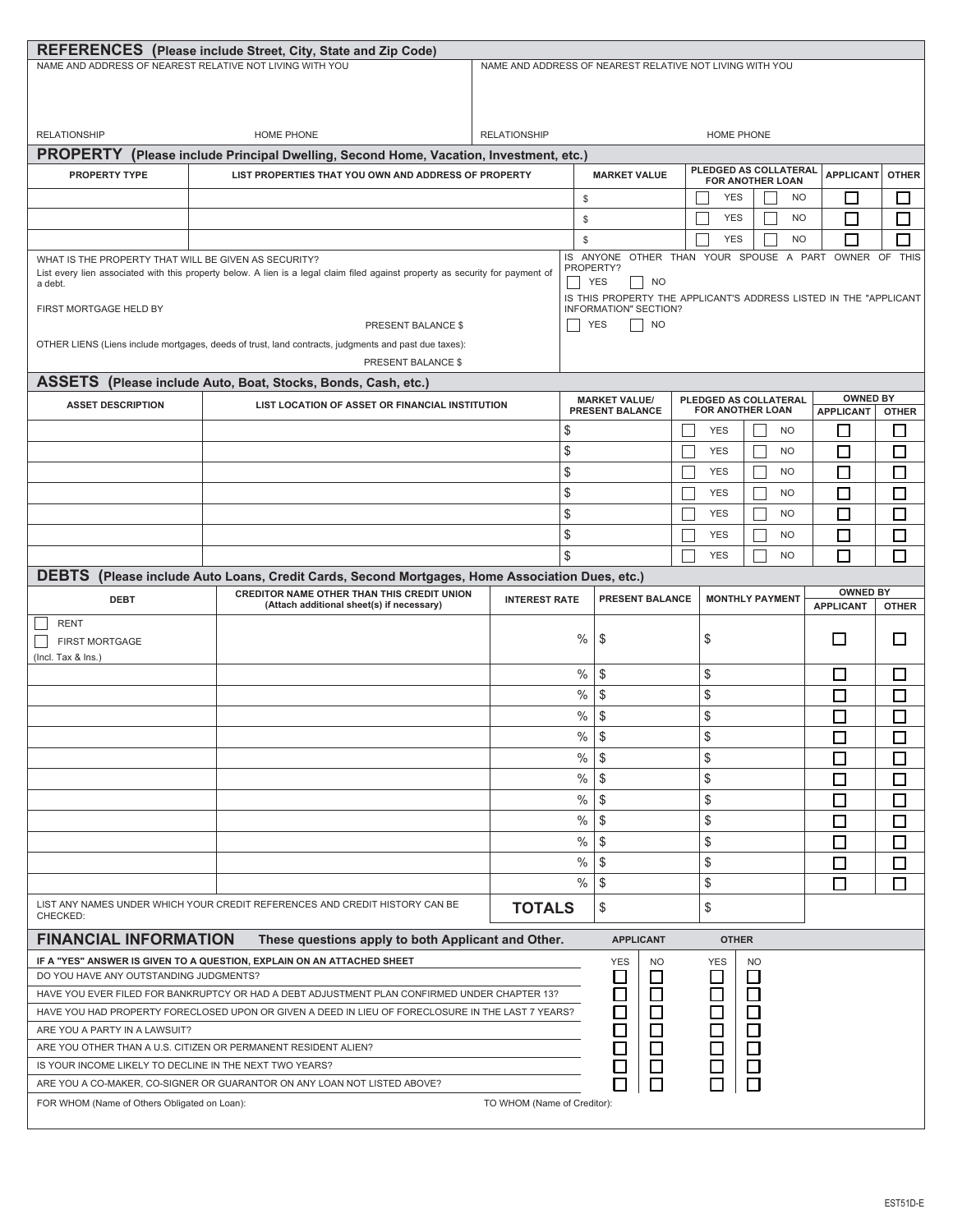## REFERENCES (Please include Street, City, State and Zip Code)

| NAME AND ADDRESS OF NEAREST RELATIVE NOT LIVING WITH YOU | | NAME AND ADDRESS OF NEAREST RELATIVE NOT LIVING WITH YOU | |
|---|---|---|---|
| RELATIONSHIP | HOME PHONE | RELATIONSHIP | HOME PHONE |

## PROPERTY (Please include Principal Dwelling, Second Home, Vacation, Investment, etc.)

| PROPERTY TYPE | LIST PROPERTIES THAT YOU OWN AND ADDRESS OF PROPERTY | MARKET VALUE | PLEDGED AS COLLATERAL FOR ANOTHER LOAN | APPLICANT | OTHER |
|---|---|---|---|---|---|
| | | $ | ☐ YES ☐ NO | ☐ | ☐ |
| | | $ | ☐ YES ☐ NO | ☐ | ☐ |
| | | $ | ☐ YES ☐ NO | ☐ | ☐ |

WHAT IS THE PROPERTY THAT WILL BE GIVEN AS SECURITY?

List every lien associated with this property below. A lien is a legal claim filed against property as security for payment of a debt.

FIRST MORTGAGE HELD BY

PRESENT BALANCE $

OTHER LIENS (Liens include mortgages, deeds of trust, land contracts, judgments and past due taxes):

PRESENT BALANCE $

IS ANYONE OTHER THAN YOUR SPOUSE A PART OWNER OF THIS PROPERTY?
☐ YES ☐ NO

IS THIS PROPERTY THE APPLICANT'S ADDRESS LISTED IN THE "APPLICANT INFORMATION" SECTION?
☐ YES ☐ NO

## ASSETS (Please include Auto, Boat, Stocks, Bonds, Cash, etc.)

| ASSET DESCRIPTION | LIST LOCATION OF ASSET OR FINANCIAL INSTITUTION | MARKET VALUE/ PRESENT BALANCE | PLEDGED AS COLLATERAL FOR ANOTHER LOAN | OWNED BY APPLICANT | OWNED BY OTHER |
|---|---|---|---|---|---|
| | | $ | ☐ YES ☐ NO | ☐ | ☐ |
| | | $ | ☐ YES ☐ NO | ☐ | ☐ |
| | | $ | ☐ YES ☐ NO | ☐ | ☐ |
| | | $ | ☐ YES ☐ NO | ☐ | ☐ |
| | | $ | ☐ YES ☐ NO | ☐ | ☐ |
| | | $ | ☐ YES ☐ NO | ☐ | ☐ |
| | | $ | ☐ YES ☐ NO | ☐ | ☐ |

## DEBTS (Please include Auto Loans, Credit Cards, Second Mortgages, Home Association Dues, etc.)

| DEBT | CREDITOR NAME OTHER THAN THIS CREDIT UNION (Attach additional sheet(s) if necessary) | INTEREST RATE | PRESENT BALANCE | MONTHLY PAYMENT | OWNED BY APPLICANT | OWNED BY OTHER |
|---|---|---|---|---|---|---|
| ☐ RENT<br>☐ FIRST MORTGAGE<br>(Incl. Tax & Ins.) | | % | $ | $ | ☐ | ☐ |
| | | % | $ | $ | ☐ | ☐ |
| | | % | $ | $ | ☐ | ☐ |
| | | % | $ | $ | ☐ | ☐ |
| | | % | $ | $ | ☐ | ☐ |
| | | % | $ | $ | ☐ | ☐ |
| | | % | $ | $ | ☐ | ☐ |
| | | % | $ | $ | ☐ | ☐ |
| | | % | $ | $ | ☐ | ☐ |
| | | % | $ | $ | ☐ | ☐ |
| | | % | $ | $ | ☐ | ☐ |
| | | % | $ | $ | ☐ | ☐ |
| LIST ANY NAMES UNDER WHICH YOUR CREDIT REFERENCES AND CREDIT HISTORY CAN BE CHECKED: | | **TOTALS** | $ | $ | | |

## FINANCIAL INFORMATION These questions apply to both Applicant and Other.

| IF A "YES" ANSWER IS GIVEN TO A QUESTION, EXPLAIN ON AN ATTACHED SHEET | APPLICANT YES | APPLICANT NO | OTHER YES | OTHER NO |
|---|---|---|---|---|
| DO YOU HAVE ANY OUTSTANDING JUDGMENTS? | ☐ | ☐ | ☐ | ☐ |
| HAVE YOU EVER FILED FOR BANKRUPTCY OR HAD A DEBT ADJUSTMENT PLAN CONFIRMED UNDER CHAPTER 13? | ☐ | ☐ | ☐ | ☐ |
| HAVE YOU HAD PROPERTY FORECLOSED UPON OR GIVEN A DEED IN LIEU OF FORECLOSURE IN THE LAST 7 YEARS? | ☐ | ☐ | ☐ | ☐ |
| ARE YOU A PARTY IN A LAWSUIT? | ☐ | ☐ | ☐ | ☐ |
| ARE YOU OTHER THAN A U.S. CITIZEN OR PERMANENT RESIDENT ALIEN? | ☐ | ☐ | ☐ | ☐ |
| IS YOUR INCOME LIKELY TO DECLINE IN THE NEXT TWO YEARS? | ☐ | ☐ | ☐ | ☐ |
| ARE YOU A CO-MAKER, CO-SIGNER OR GUARANTOR ON ANY LOAN NOT LISTED ABOVE? | ☐ | ☐ | ☐ | ☐ |

FOR WHOM (Name of Others Obligated on Loan):

TO WHOM (Name of Creditor):

EST51D-E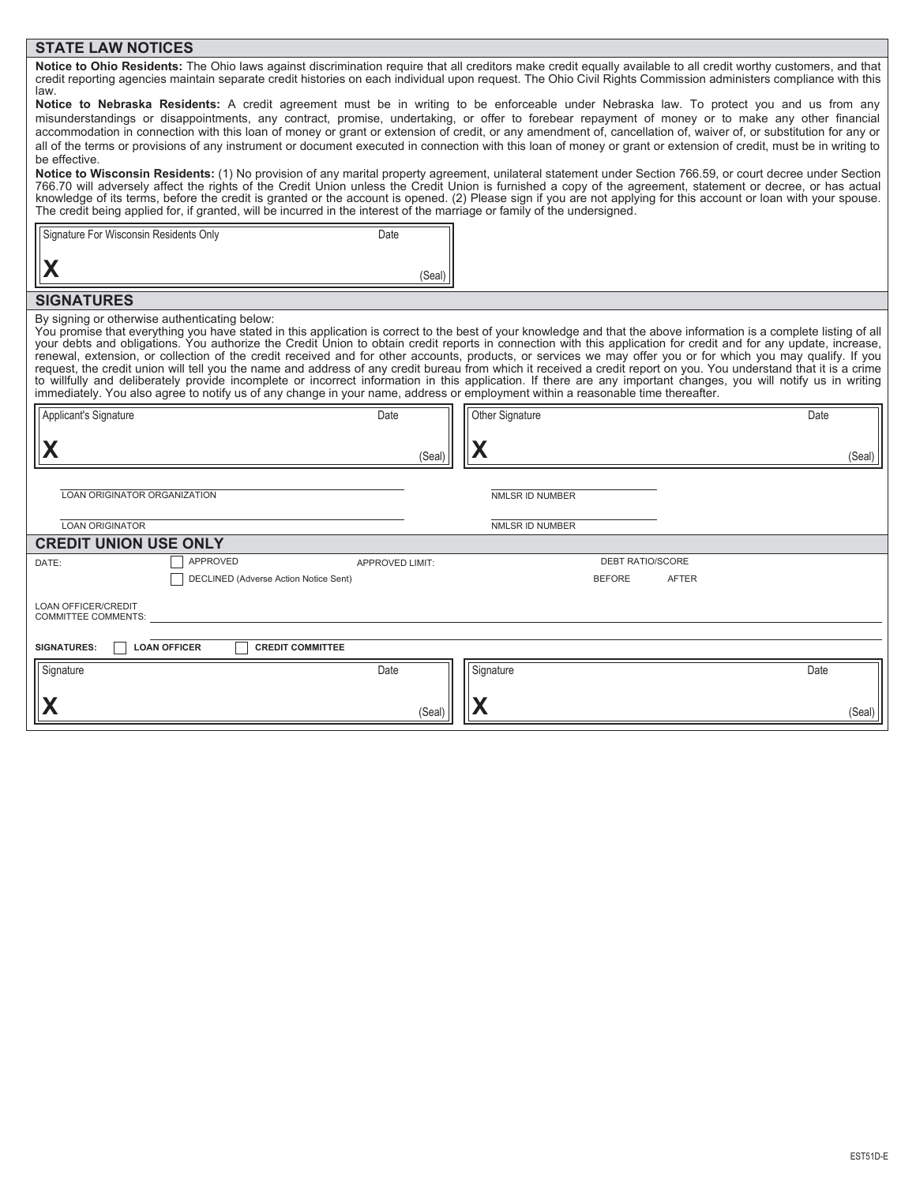## STATE LAW NOTICES

**Notice to Ohio Residents:** The Ohio laws against discrimination require that all creditors make credit equally available to all credit worthy customers, and that credit reporting agencies maintain separate credit histories on each individual upon request. The Ohio Civil Rights Commission administers compliance with this law.

**Notice to Nebraska Residents:** A credit agreement must be in writing to be enforceable under Nebraska law. To protect you and us from any misunderstandings or disappointments, any contract, promise, undertaking, or offer to forebear repayment of money or to make any other financial accommodation in connection with this loan of money or grant or extension of credit, or any amendment of, cancellation of, waiver of, or substitution for any or all of the terms or provisions of any instrument or document executed in connection with this loan of money or grant or extension of credit, must be in writing to be effective.

**Notice to Wisconsin Residents:** (1) No provision of any marital property agreement, unilateral statement under Section 766.59, or court decree under Section 766.70 will adversely affect the rights of the Credit Union unless the Credit Union is furnished a copy of the agreement, statement or decree, or has actual knowledge of its terms, before the credit is granted or the account is opened. (2) Please sign if you are not applying for this account or loan with your spouse. The credit being applied for, if granted, will be incurred in the interest of the marriage or family of the undersigned.

| Signature For Wisconsin Residents Only | Date |
|---|---|
| X | (Seal) |

## SIGNATURES

By signing or otherwise authenticating below:
You promise that everything you have stated in this application is correct to the best of your knowledge and that the above information is a complete listing of all your debts and obligations. You authorize the Credit Union to obtain credit reports in connection with this application for credit and for any update, increase, renewal, extension, or collection of the credit received and for other accounts, products, or services we may offer you or for which you may qualify. If you request, the credit union will tell you the name and address of any credit bureau from which it received a credit report on you. You understand that it is a crime to willfully and deliberately provide incomplete or incorrect information in this application. If there are any important changes, you will notify us in writing immediately. You also agree to notify us of any change in your name, address or employment within a reasonable time thereafter.

| Applicant's Signature | Date | Other Signature | Date |
|---|---|---|---|
| X | (Seal) | X | (Seal) |

LOAN ORIGINATOR ORGANIZATION ______________________ NMLSR ID NUMBER ______________________

LOAN ORIGINATOR ______________________ NMLSR ID NUMBER ______________________

## CREDIT UNION USE ONLY

DATE: ☐ APPROVED ☐ DECLINED (Adverse Action Notice Sent) APPROVED LIMIT: DEBT RATIO/SCORE BEFORE AFTER

LOAN OFFICER/CREDIT COMMITTEE COMMENTS: ______________________

**SIGNATURES:** ☐ **LOAN OFFICER** ☐ **CREDIT COMMITTEE**

| Signature | Date | Signature | Date |
|---|---|---|---|
| X | (Seal) | X | (Seal) |

EST51D-E